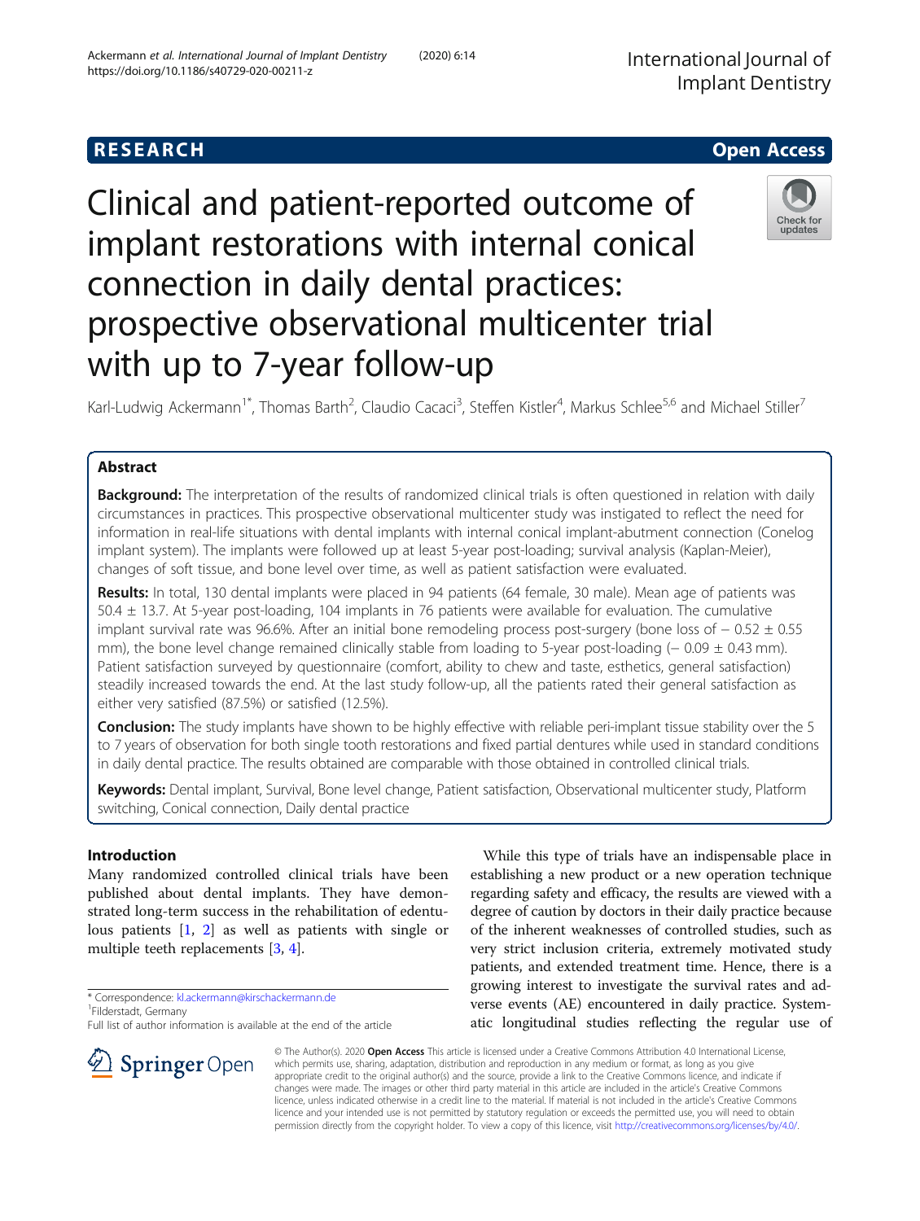RESEARCH

Open Access

# Clinical and patient-reported outcome of implant restorations with internal conical connection in daily dental practices: prospective observational multicenter trial with up to 7-year follow-up

Karl-Ludwig Ackermann[1*], Thomas Barth[2], Claudio Cacaci[3], Steffen Kistler[4], Markus Schlee[5,6] and Michael Stiller[7]

## Abstract

**Background:** The interpretation of the results of randomized clinical trials is often questioned in relation with daily circumstances in practices. This prospective observational multicenter study was instigated to reflect the need for information in real-life situations with dental implants with internal conical implant-abutment connection (Conelog implant system). The implants were followed up at least 5-year post-loading; survival analysis (Kaplan-Meier), changes of soft tissue, and bone level over time, as well as patient satisfaction were evaluated.

**Results:** In total, 130 dental implants were placed in 94 patients (64 female, 30 male). Mean age of patients was 50.4 ± 13.7. At 5-year post-loading, 104 implants in 76 patients were available for evaluation. The cumulative implant survival rate was 96.6%. After an initial bone remodeling process post-surgery (bone loss of − 0.52 ± 0.55 mm), the bone level change remained clinically stable from loading to 5-year post-loading (− 0.09 ± 0.43 mm). Patient satisfaction surveyed by questionnaire (comfort, ability to chew and taste, esthetics, general satisfaction) steadily increased towards the end. At the last study follow-up, all the patients rated their general satisfaction as either very satisfied (87.5%) or satisfied (12.5%).

**Conclusion:** The study implants have shown to be highly effective with reliable peri-implant tissue stability over the 5 to 7 years of observation for both single tooth restorations and fixed partial dentures while used in standard conditions in daily dental practice. The results obtained are comparable with those obtained in controlled clinical trials.

**Keywords:** Dental implant, Survival, Bone level change, Patient satisfaction, Observational multicenter study, Platform switching, Conical connection, Daily dental practice

## Introduction

Many randomized controlled clinical trials have been published about dental implants. They have demonstrated long-term success in the rehabilitation of edentulous patients [1, 2] as well as patients with single or multiple teeth replacements [3, 4].

While this type of trials have an indispensable place in establishing a new product or a new operation technique regarding safety and efficacy, the results are viewed with a degree of caution by doctors in their daily practice because of the inherent weaknesses of controlled studies, such as very strict inclusion criteria, extremely motivated study patients, and extended treatment time. Hence, there is a growing interest to investigate the survival rates and adverse events (AE) encountered in daily practice. Systematic longitudinal studies reflecting the regular use of

* Correspondence: kl.ackermann@kirschackermann.de
[1]Filderstadt, Germany
Full list of author information is available at the end of the article

© The Author(s). 2020 **Open Access** This article is licensed under a Creative Commons Attribution 4.0 International License, which permits use, sharing, adaptation, distribution and reproduction in any medium or format, as long as you give appropriate credit to the original author(s) and the source, provide a link to the Creative Commons licence, and indicate if changes were made. The images or other third party material in this article are included in the article's Creative Commons licence, unless indicated otherwise in a credit line to the material. If material is not included in the article's Creative Commons licence and your intended use is not permitted by statutory regulation or exceeds the permitted use, you will need to obtain permission directly from the copyright holder. To view a copy of this licence, visit http://creativecommons.org/licenses/by/4.0/.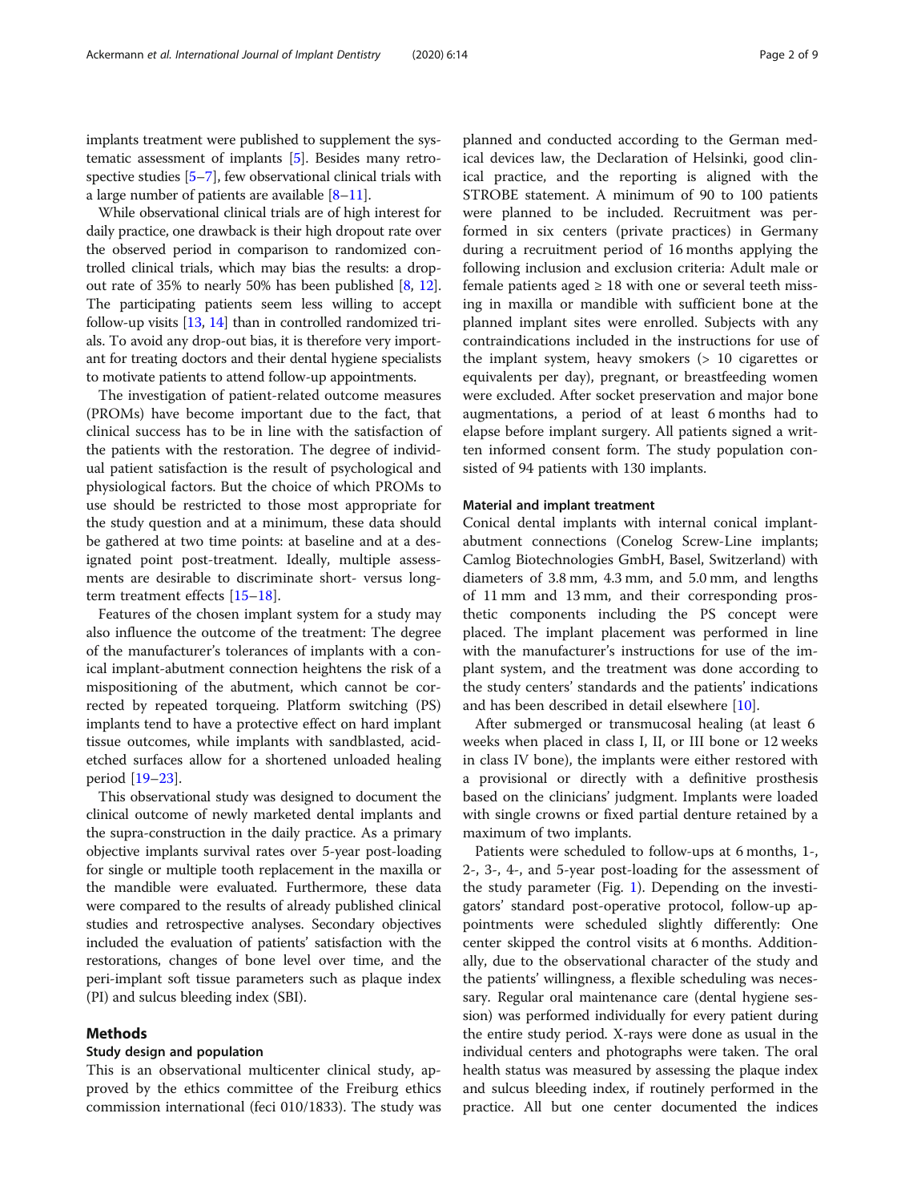implants treatment were published to supplement the systematic assessment of implants [5]. Besides many retrospective studies [5–7], few observational clinical trials with a large number of patients are available [8–11].

While observational clinical trials are of high interest for daily practice, one drawback is their high dropout rate over the observed period in comparison to randomized controlled clinical trials, which may bias the results: a dropout rate of 35% to nearly 50% has been published [8, 12]. The participating patients seem less willing to accept follow-up visits [13, 14] than in controlled randomized trials. To avoid any drop-out bias, it is therefore very important for treating doctors and their dental hygiene specialists to motivate patients to attend follow-up appointments.

The investigation of patient-related outcome measures (PROMs) have become important due to the fact, that clinical success has to be in line with the satisfaction of the patients with the restoration. The degree of individual patient satisfaction is the result of psychological and physiological factors. But the choice of which PROMs to use should be restricted to those most appropriate for the study question and at a minimum, these data should be gathered at two time points: at baseline and at a designated point post-treatment. Ideally, multiple assessments are desirable to discriminate short- versus long-term treatment effects [15–18].

Features of the chosen implant system for a study may also influence the outcome of the treatment: The degree of the manufacturer's tolerances of implants with a conical implant-abutment connection heightens the risk of a mispositioning of the abutment, which cannot be corrected by repeated torqueing. Platform switching (PS) implants tend to have a protective effect on hard implant tissue outcomes, while implants with sandblasted, acid-etched surfaces allow for a shortened unloaded healing period [19–23].

This observational study was designed to document the clinical outcome of newly marketed dental implants and the supra-construction in the daily practice. As a primary objective implants survival rates over 5-year post-loading for single or multiple tooth replacement in the maxilla or the mandible were evaluated. Furthermore, these data were compared to the results of already published clinical studies and retrospective analyses. Secondary objectives included the evaluation of patients' satisfaction with the restorations, changes of bone level over time, and the peri-implant soft tissue parameters such as plaque index (PI) and sulcus bleeding index (SBI).

## Methods

### Study design and population

This is an observational multicenter clinical study, approved by the ethics committee of the Freiburg ethics commission international (feci 010/1833). The study was planned and conducted according to the German medical devices law, the Declaration of Helsinki, good clinical practice, and the reporting is aligned with the STROBE statement. A minimum of 90 to 100 patients were planned to be included. Recruitment was performed in six centers (private practices) in Germany during a recruitment period of 16 months applying the following inclusion and exclusion criteria: Adult male or female patients aged ≥ 18 with one or several teeth missing in maxilla or mandible with sufficient bone at the planned implant sites were enrolled. Subjects with any contraindications included in the instructions for use of the implant system, heavy smokers (> 10 cigarettes or equivalents per day), pregnant, or breastfeeding women were excluded. After socket preservation and major bone augmentations, a period of at least 6 months had to elapse before implant surgery. All patients signed a written informed consent form. The study population consisted of 94 patients with 130 implants.

### Material and implant treatment

Conical dental implants with internal conical implant-abutment connections (Conelog Screw-Line implants; Camlog Biotechnologies GmbH, Basel, Switzerland) with diameters of 3.8 mm, 4.3 mm, and 5.0 mm, and lengths of 11 mm and 13 mm, and their corresponding prosthetic components including the PS concept were placed. The implant placement was performed in line with the manufacturer's instructions for use of the implant system, and the treatment was done according to the study centers' standards and the patients' indications and has been described in detail elsewhere [10].

After submerged or transmucosal healing (at least 6 weeks when placed in class I, II, or III bone or 12 weeks in class IV bone), the implants were either restored with a provisional or directly with a definitive prosthesis based on the clinicians' judgment. Implants were loaded with single crowns or fixed partial denture retained by a maximum of two implants.

Patients were scheduled to follow-ups at 6 months, 1-, 2-, 3-, 4-, and 5-year post-loading for the assessment of the study parameter (Fig. 1). Depending on the investigators' standard post-operative protocol, follow-up appointments were scheduled slightly differently: One center skipped the control visits at 6 months. Additionally, due to the observational character of the study and the patients' willingness, a flexible scheduling was necessary. Regular oral maintenance care (dental hygiene session) was performed individually for every patient during the entire study period. X-rays were done as usual in the individual centers and photographs were taken. The oral health status was measured by assessing the plaque index and sulcus bleeding index, if routinely performed in the practice. All but one center documented the indices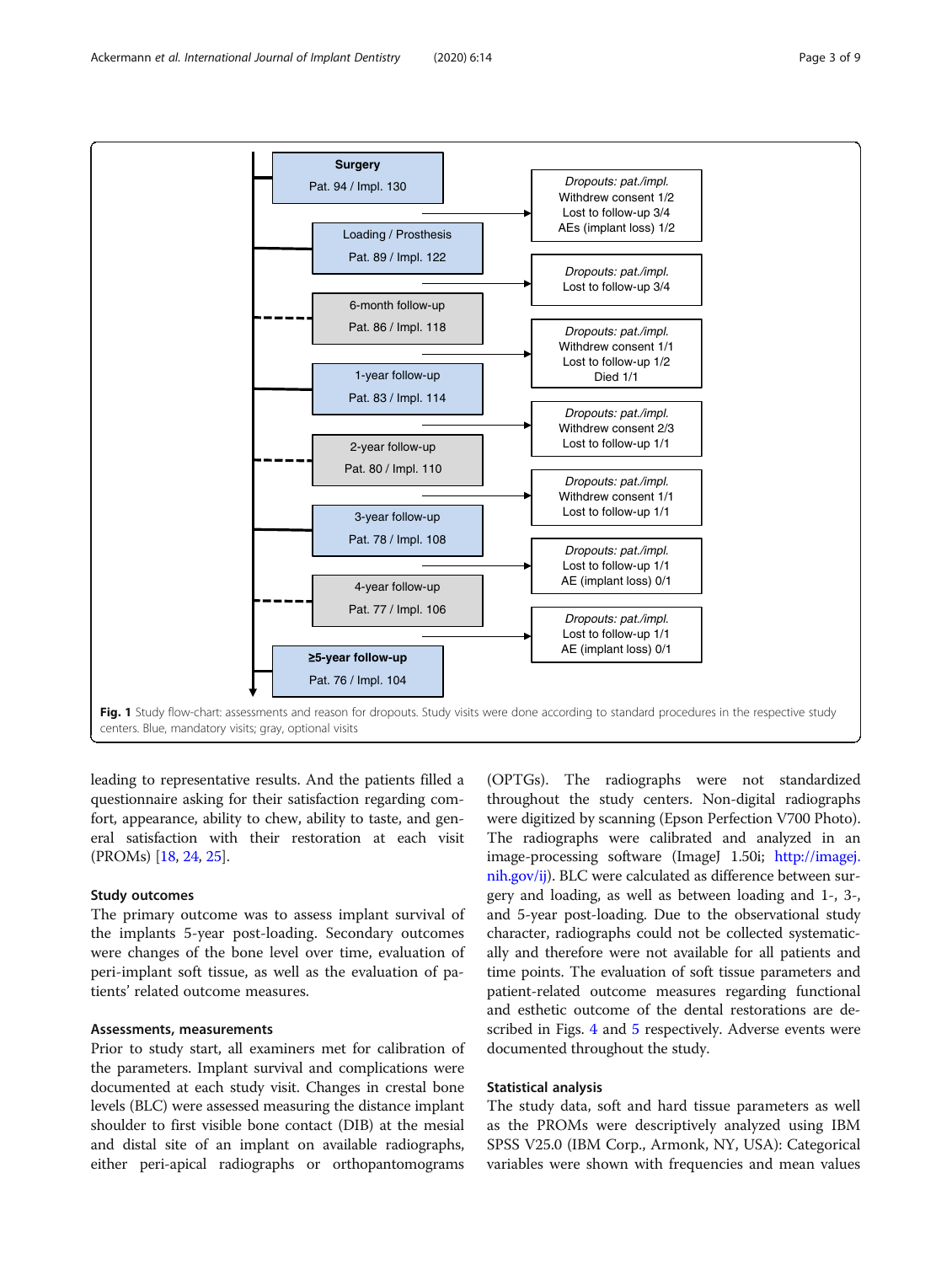**Surgery** — Pat. 94 / Impl. 130

*Dropouts: pat./impl.* Withdrew consent 1/2; Lost to follow-up 3/4; AEs (implant loss) 1/2

Loading / Prosthesis — Pat. 89 / Impl. 122

*Dropouts: pat./impl.* Lost to follow-up 3/4

6-month follow-up — Pat. 86 / Impl. 118

*Dropouts: pat./impl.* Withdrew consent 1/1; Lost to follow-up 1/2; Died 1/1

1-year follow-up — Pat. 83 / Impl. 114

*Dropouts: pat./impl.* Withdrew consent 2/3; Lost to follow-up 1/1

2-year follow-up — Pat. 80 / Impl. 110

*Dropouts: pat./impl.* Withdrew consent 1/1; Lost to follow-up 1/1

3-year follow-up — Pat. 78 / Impl. 108

*Dropouts: pat./impl.* Lost to follow-up 1/1; AE (implant loss) 0/1

4-year follow-up — Pat. 77 / Impl. 106

*Dropouts: pat./impl.* Lost to follow-up 1/1; AE (implant loss) 0/1

**≥5-year follow-up** — Pat. 76 / Impl. 104

**Fig. 1** Study flow-chart: assessments and reason for dropouts. Study visits were done according to standard procedures in the respective study centers. Blue, mandatory visits; gray, optional visits

leading to representative results. And the patients filled a questionnaire asking for their satisfaction regarding comfort, appearance, ability to chew, ability to taste, and general satisfaction with their restoration at each visit (PROMs) [18, 24, 25].

### Study outcomes

The primary outcome was to assess implant survival of the implants 5-year post-loading. Secondary outcomes were changes of the bone level over time, evaluation of peri-implant soft tissue, as well as the evaluation of patients' related outcome measures.

### Assessments, measurements

Prior to study start, all examiners met for calibration of the parameters. Implant survival and complications were documented at each study visit. Changes in crestal bone levels (BLC) were assessed measuring the distance implant shoulder to first visible bone contact (DIB) at the mesial and distal site of an implant on available radiographs, either peri-apical radiographs or orthopantomograms (OPTGs). The radiographs were not standardized throughout the study centers. Non-digital radiographs were digitized by scanning (Epson Perfection V700 Photo). The radiographs were calibrated and analyzed in an image-processing software (ImageJ 1.50i; http://imagej.nih.gov/ij). BLC were calculated as difference between surgery and loading, as well as between loading and 1-, 3-, and 5-year post-loading. Due to the observational study character, radiographs could not be collected systematically and therefore were not available for all patients and time points. The evaluation of soft tissue parameters and patient-related outcome measures regarding functional and esthetic outcome of the dental restorations are described in Figs. 4 and 5 respectively. Adverse events were documented throughout the study.

### Statistical analysis

The study data, soft and hard tissue parameters as well as the PROMs were descriptively analyzed using IBM SPSS V25.0 (IBM Corp., Armonk, NY, USA): Categorical variables were shown with frequencies and mean values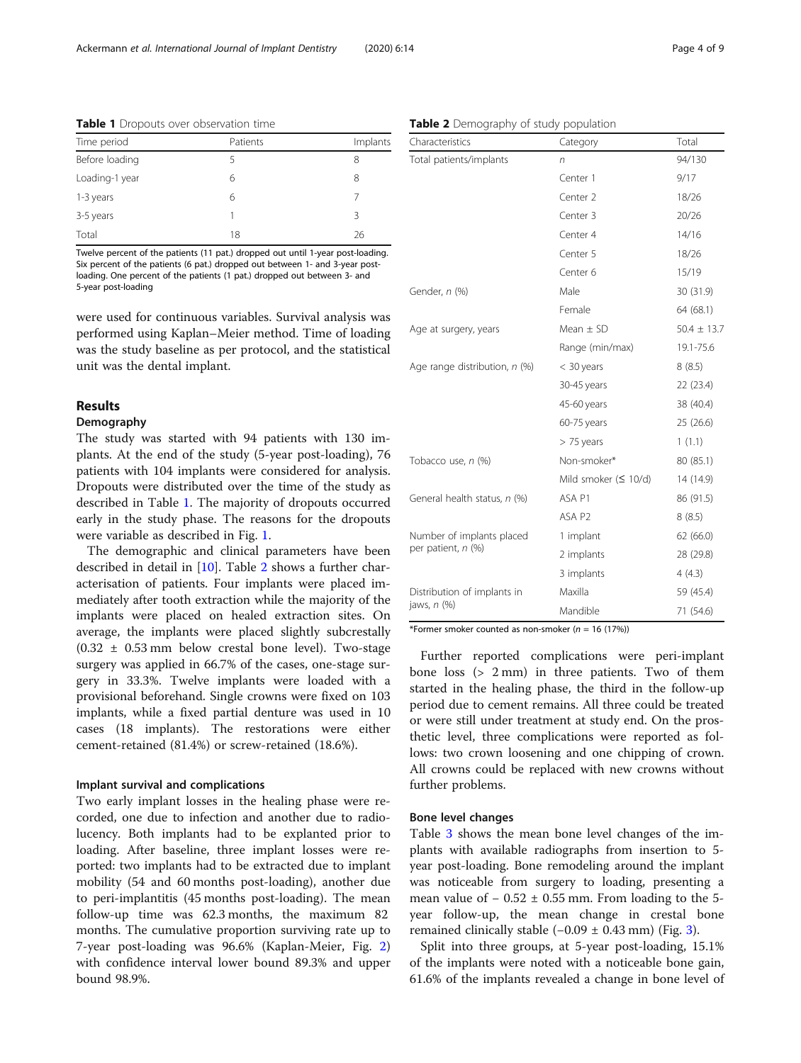**Table 1** Dropouts over observation time

| Time period | Patients | Implants |
|---|---|---|
| Before loading | 5 | 8 |
| Loading-1 year | 6 | 8 |
| 1-3 years | 6 | 7 |
| 3-5 years | 1 | 3 |
| Total | 18 | 26 |

Twelve percent of the patients (11 pat.) dropped out until 1-year post-loading. Six percent of the patients (6 pat.) dropped out between 1- and 3-year post-loading. One percent of the patients (1 pat.) dropped out between 3- and 5-year post-loading

were used for continuous variables. Survival analysis was performed using Kaplan–Meier method. Time of loading was the study baseline as per protocol, and the statistical unit was the dental implant.

## Results

### Demography

The study was started with 94 patients with 130 implants. At the end of the study (5-year post-loading), 76 patients with 104 implants were considered for analysis. Dropouts were distributed over the time of the study as described in Table 1. The majority of dropouts occurred early in the study phase. The reasons for the dropouts were variable as described in Fig. 1.

The demographic and clinical parameters have been described in detail in [10]. Table 2 shows a further characterisation of patients. Four implants were placed immediately after tooth extraction while the majority of the implants were placed on healed extraction sites. On average, the implants were placed slightly subcrestally (0.32 ± 0.53 mm below crestal bone level). Two-stage surgery was applied in 66.7% of the cases, one-stage surgery in 33.3%. Twelve implants were loaded with a provisional beforehand. Single crowns were fixed on 103 implants, while a fixed partial denture was used in 10 cases (18 implants). The restorations were either cement-retained (81.4%) or screw-retained (18.6%).

**Table 2** Demography of study population

| Characteristics | Category | Total |
|---|---|---|
| Total patients/implants | *n* | 94/130 |
| | Center 1 | 9/17 |
| | Center 2 | 18/26 |
| | Center 3 | 20/26 |
| | Center 4 | 14/16 |
| | Center 5 | 18/26 |
| | Center 6 | 15/19 |
| Gender, *n* (%) | Male | 30 (31.9) |
| | Female | 64 (68.1) |
| Age at surgery, years | Mean ± SD | 50.4 ± 13.7 |
| | Range (min/max) | 19.1-75.6 |
| Age range distribution, *n* (%) | < 30 years | 8 (8.5) |
| | 30-45 years | 22 (23.4) |
| | 45-60 years | 38 (40.4) |
| | 60-75 years | 25 (26.6) |
| | > 75 years | 1 (1.1) |
| Tobacco use, *n* (%) | Non-smoker* | 80 (85.1) |
| | Mild smoker (≤ 10/d) | 14 (14.9) |
| General health status, *n* (%) | ASA P1 | 86 (91.5) |
| | ASA P2 | 8 (8.5) |
| Number of implants placed per patient, *n* (%) | 1 implant | 62 (66.0) |
| | 2 implants | 28 (29.8) |
| | 3 implants | 4 (4.3) |
| Distribution of implants in jaws, *n* (%) | Maxilla | 59 (45.4) |
| | Mandible | 71 (54.6) |

*Former smoker counted as non-smoker (*n* = 16 (17%))

### Implant survival and complications

Two early implant losses in the healing phase were recorded, one due to infection and another due to radiolucency. Both implants had to be explanted prior to loading. After baseline, three implant losses were reported: two implants had to be extracted due to implant mobility (54 and 60 months post-loading), another due to peri-implantitis (45 months post-loading). The mean follow-up time was 62.3 months, the maximum 82 months. The cumulative proportion surviving rate up to 7-year post-loading was 96.6% (Kaplan-Meier, Fig. 2) with confidence interval lower bound 89.3% and upper bound 98.9%.

Further reported complications were peri-implant bone loss (> 2 mm) in three patients. Two of them started in the healing phase, the third in the follow-up period due to cement remains. All three could be treated or were still under treatment at study end. On the prosthetic level, three complications were reported as follows: two crown loosening and one chipping of crown. All crowns could be replaced with new crowns without further problems.

### Bone level changes

Table 3 shows the mean bone level changes of the implants with available radiographs from insertion to 5-year post-loading. Bone remodeling around the implant was noticeable from surgery to loading, presenting a mean value of − 0.52 ± 0.55 mm. From loading to the 5-year follow-up, the mean change in crestal bone remained clinically stable (−0.09 ± 0.43 mm) (Fig. 3).

Split into three groups, at 5-year post-loading, 15.1% of the implants were noted with a noticeable bone gain, 61.6% of the implants revealed a change in bone level of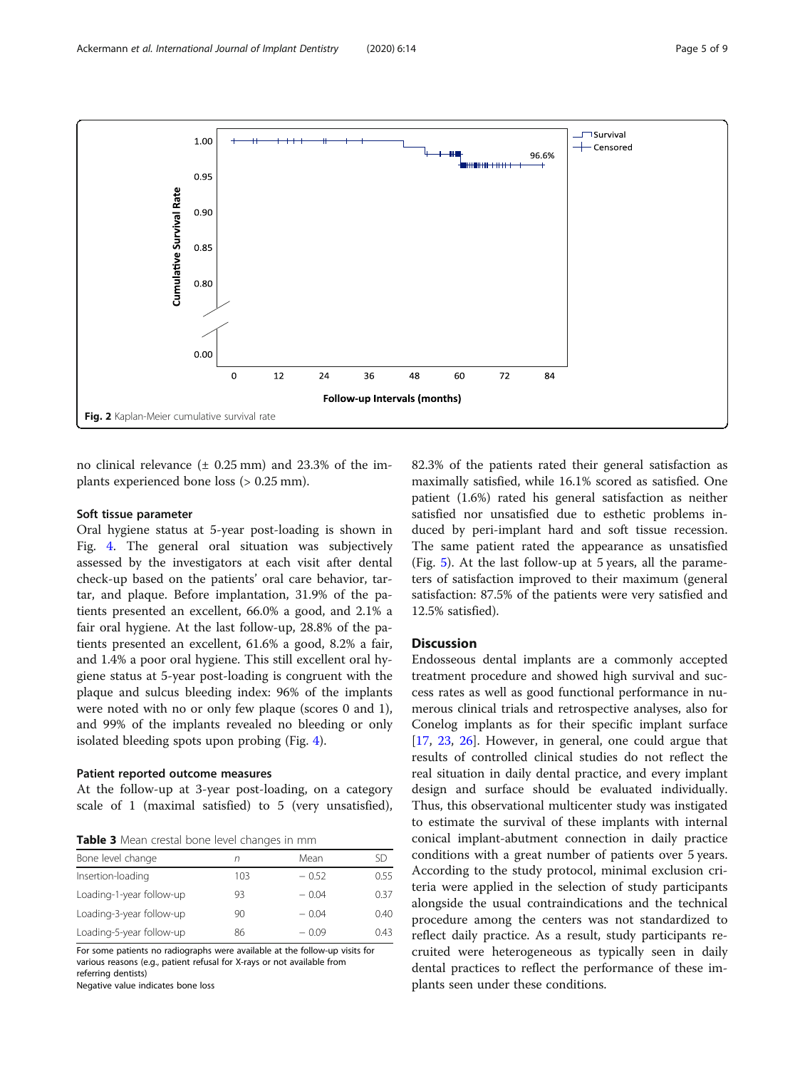Fig. 2 Kaplan-Meier cumulative survival rate

no clinical relevance (± 0.25 mm) and 23.3% of the implants experienced bone loss (> 0.25 mm).

### Soft tissue parameter

Oral hygiene status at 5-year post-loading is shown in Fig. 4. The general oral situation was subjectively assessed by the investigators at each visit after dental check-up based on the patients' oral care behavior, tartar, and plaque. Before implantation, 31.9% of the patients presented an excellent, 66.0% a good, and 2.1% a fair oral hygiene. At the last follow-up, 28.8% of the patients presented an excellent, 61.6% a good, 8.2% a fair, and 1.4% a poor oral hygiene. This still excellent oral hygiene status at 5-year post-loading is congruent with the plaque and sulcus bleeding index: 96% of the implants were noted with no or only few plaque (scores 0 and 1), and 99% of the implants revealed no bleeding or only isolated bleeding spots upon probing (Fig. 4).

### Patient reported outcome measures

At the follow-up at 3-year post-loading, on a category scale of 1 (maximal satisfied) to 5 (very unsatisfied), 82.3% of the patients rated their general satisfaction as maximally satisfied, while 16.1% scored as satisfied. One patient (1.6%) rated his general satisfaction as neither satisfied nor unsatisfied due to esthetic problems induced by peri-implant hard and soft tissue recession. The same patient rated the appearance as unsatisfied (Fig. 5). At the last follow-up at 5 years, all the parameters of satisfaction improved to their maximum (general satisfaction: 87.5% of the patients were very satisfied and 12.5% satisfied).

**Table 3** Mean crestal bone level changes in mm

| Bone level change | n | Mean | SD |
|---|---|---|---|
| Insertion-loading | 103 | − 0.52 | 0.55 |
| Loading-1-year follow-up | 93 | − 0.04 | 0.37 |
| Loading-3-year follow-up | 90 | − 0.04 | 0.40 |
| Loading-5-year follow-up | 86 | − 0.09 | 0.43 |

For some patients no radiographs were available at the follow-up visits for various reasons (e.g., patient refusal for X-rays or not available from referring dentists)
Negative value indicates bone loss

## Discussion

Endosseous dental implants are a commonly accepted treatment procedure and showed high survival and success rates as well as good functional performance in numerous clinical trials and retrospective analyses, also for Conelog implants as for their specific implant surface [17, 23, 26]. However, in general, one could argue that results of controlled clinical studies do not reflect the real situation in daily dental practice, and every implant design and surface should be evaluated individually. Thus, this observational multicenter study was instigated to estimate the survival of these implants with internal conical implant-abutment connection in daily practice conditions with a great number of patients over 5 years. According to the study protocol, minimal exclusion criteria were applied in the selection of study participants alongside the usual contraindications and the technical procedure among the centers was not standardized to reflect daily practice. As a result, study participants recruited were heterogeneous as typically seen in daily dental practices to reflect the performance of these implants seen under these conditions.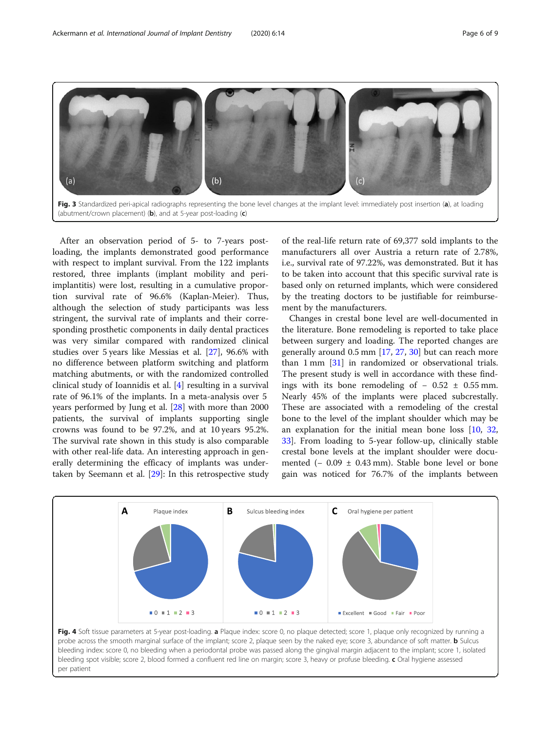Fig. 3 Standardized peri-apical radiographs representing the bone level changes at the implant level: immediately post insertion (**a**), at loading (abutment/crown placement) (**b**), and at 5-year post-loading (**c**)

After an observation period of 5- to 7-years post-loading, the implants demonstrated good performance with respect to implant survival. From the 122 implants restored, three implants (implant mobility and peri-implantitis) were lost, resulting in a cumulative proportion survival rate of 96.6% (Kaplan-Meier). Thus, although the selection of study participants was less stringent, the survival rate of implants and their corresponding prosthetic components in daily dental practices was very similar compared with randomized clinical studies over 5 years like Messias et al. [27], 96.6% with no difference between platform switching and platform matching abutments, or with the randomized controlled clinical study of Ioannidis et al. [4] resulting in a survival rate of 96.1% of the implants. In a meta-analysis over 5 years performed by Jung et al. [28] with more than 2000 patients, the survival of implants supporting single crowns was found to be 97.2%, and at 10 years 95.2%. The survival rate shown in this study is also comparable with other real-life data. An interesting approach in generally determining the efficacy of implants was undertaken by Seemann et al. [29]: In this retrospective study of the real-life return rate of 69,377 sold implants to the manufacturers all over Austria a return rate of 2.78%, i.e., survival rate of 97.22%, was demonstrated. But it has to be taken into account that this specific survival rate is based only on returned implants, which were considered by the treating doctors to be justifiable for reimbursement by the manufacturers.

Changes in crestal bone level are well-documented in the literature. Bone remodeling is reported to take place between surgery and loading. The reported changes are generally around 0.5 mm [17, 27, 30] but can reach more than 1 mm [31] in randomized or observational trials. The present study is well in accordance with these findings with its bone remodeling of − 0.52 ± 0.55 mm. Nearly 45% of the implants were placed subcrestally. These are associated with a remodeling of the crestal bone to the level of the implant shoulder which may be an explanation for the initial mean bone loss [10, 32, 33]. From loading to 5-year follow-up, clinically stable crestal bone levels at the implant shoulder were documented (− 0.09 ± 0.43 mm). Stable bone level or bone gain was noticed for 76.7% of the implants between

Fig. 4 Soft tissue parameters at 5-year post-loading. **a** Plaque index: score 0, no plaque detected; score 1, plaque only recognized by running a probe across the smooth marginal surface of the implant; score 2, plaque seen by the naked eye; score 3, abundance of soft matter. **b** Sulcus bleeding index: score 0, no bleeding when a periodontal probe was passed along the gingival margin adjacent to the implant; score 1, isolated bleeding spot visible; score 2, blood formed a confluent red line on margin; score 3, heavy or profuse bleeding. **c** Oral hygiene assessed per patient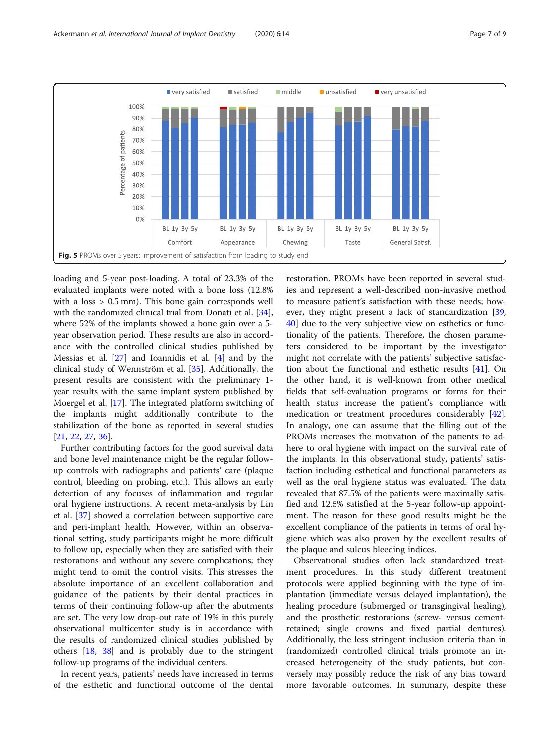Fig. 5 PROMs over 5 years: improvement of satisfaction from loading to study end

loading and 5-year post-loading. A total of 23.3% of the evaluated implants were noted with a bone loss (12.8% with a loss > 0.5 mm). This bone gain corresponds well with the randomized clinical trial from Donati et al. [34], where 52% of the implants showed a bone gain over a 5-year observation period. These results are also in accordance with the controlled clinical studies published by Messias et al. [27] and Ioannidis et al. [4] and by the clinical study of Wennström et al. [35]. Additionally, the present results are consistent with the preliminary 1-year results with the same implant system published by Moergel et al. [17]. The integrated platform switching of the implants might additionally contribute to the stabilization of the bone as reported in several studies [21, 22, 27, 36].

Further contributing factors for the good survival data and bone level maintenance might be the regular follow-up controls with radiographs and patients' care (plaque control, bleeding on probing, etc.). This allows an early detection of any focuses of inflammation and regular oral hygiene instructions. A recent meta-analysis by Lin et al. [37] showed a correlation between supportive care and peri-implant health. However, within an observational setting, study participants might be more difficult to follow up, especially when they are satisfied with their restorations and without any severe complications; they might tend to omit the control visits. This stresses the absolute importance of an excellent collaboration and guidance of the patients by their dental practices in terms of their continuing follow-up after the abutments are set. The very low drop-out rate of 19% in this purely observational multicenter study is in accordance with the results of randomized clinical studies published by others [18, 38] and is probably due to the stringent follow-up programs of the individual centers.

In recent years, patients' needs have increased in terms of the esthetic and functional outcome of the dental restoration. PROMs have been reported in several studies and represent a well-described non-invasive method to measure patient's satisfaction with these needs; however, they might present a lack of standardization [39, 40] due to the very subjective view on esthetics or functionality of the patients. Therefore, the chosen parameters considered to be important by the investigator might not correlate with the patients' subjective satisfaction about the functional and esthetic results [41]. On the other hand, it is well-known from other medical fields that self-evaluation programs or forms for their health status increase the patient's compliance with medication or treatment procedures considerably [42]. In analogy, one can assume that the filling out of the PROMs increases the motivation of the patients to adhere to oral hygiene with impact on the survival rate of the implants. In this observational study, patients' satisfaction including esthetical and functional parameters as well as the oral hygiene status was evaluated. The data revealed that 87.5% of the patients were maximally satisfied and 12.5% satisfied at the 5-year follow-up appointment. The reason for these good results might be the excellent compliance of the patients in terms of oral hygiene which was also proven by the excellent results of the plaque and sulcus bleeding indices.

Observational studies often lack standardized treatment procedures. In this study different treatment protocols were applied beginning with the type of implantation (immediate versus delayed implantation), the healing procedure (submerged or transgingival healing), and the prosthetic restorations (screw- versus cement-retained; single crowns and fixed partial dentures). Additionally, the less stringent inclusion criteria than in (randomized) controlled clinical trials promote an increased heterogeneity of the study patients, but conversely may possibly reduce the risk of any bias toward more favorable outcomes. In summary, despite these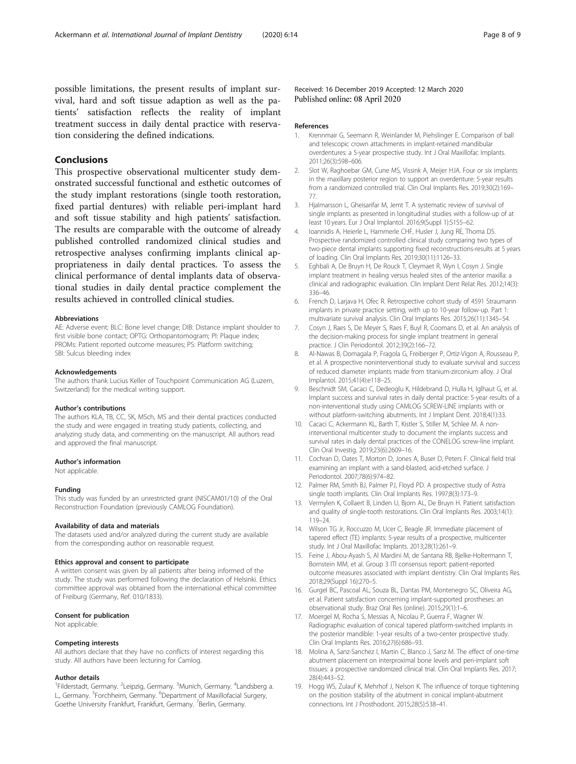possible limitations, the present results of implant survival, hard and soft tissue adaption as well as the patients' satisfaction reflects the reality of implant treatment success in daily dental practice with reservation considering the defined indications.

## Conclusions

This prospective observational multicenter study demonstrated successful functional and esthetic outcomes of the study implant restorations (single tooth restoration, fixed partial dentures) with reliable peri-implant hard and soft tissue stability and high patients' satisfaction. The results are comparable with the outcome of already published controlled randomized clinical studies and retrospective analyses confirming implants clinical appropriateness in daily dental practices. To assess the clinical performance of dental implants data of observational studies in daily dental practice complement the results achieved in controlled clinical studies.

#### Abbreviations

AE: Adverse event; BLC: Bone level change; DIB: Distance implant shoulder to first visible bone contact; OPTG: Orthopantomogram; PI: Plaque index; PROMs: Patient reported outcome measures; PS: Platform switching; SBI: Sulcus bleeding index

#### Acknowledgements

The authors thank Lucius Keller of Touchpoint Communication AG (Luzern, Switzerland) for the medical writing support.

#### Author's contributions

The authors KLA, TB, CC, SK, MSch, MS and their dental practices conducted the study and were engaged in treating study patients, collecting, and analyzing study data, and commenting on the manuscript. All authors read and approved the final manuscript.

#### Author's information

Not applicable.

#### Funding

This study was funded by an unrestricted grant (NISCAM01/10) of the Oral Reconstruction Foundation (previously CAMLOG Foundation).

#### Availability of data and materials

The datasets used and/or analyzed during the current study are available from the corresponding author on reasonable request.

#### Ethics approval and consent to participate

A written consent was given by all patients after being informed of the study. The study was performed following the declaration of Helsinki. Ethics committee approval was obtained from the international ethical committee of Freiburg (Germany, Ref. 010/1833).

#### Consent for publication

Not applicable.

#### Competing interests

All authors declare that they have no conflicts of interest regarding this study. All authors have been lecturing for Camlog.

#### Author details

[1]Filderstadt, Germany. [2]Leipzig, Germany. [3]Munich, Germany. [4]Landsberg a. L, Germany. [5]Forchheim, Germany. [6]Department of Maxillofacial Surgery, Goethe University Frankfurt, Frankfurt, Germany. [7]Berlin, Germany.

Received: 16 December 2019 Accepted: 12 March 2020
Published online: 08 April 2020

#### References

1. Krennmair G, Seemann R, Weinlander M, Piehslinger E. Comparison of ball and telescopic crown attachments in implant-retained mandibular overdentures: a 5-year prospective study. Int J Oral Maxillofac Implants. 2011;26(3):598–606.
2. Slot W, Raghoebar GM, Cune MS, Vissink A, Meijer HJA. Four or six implants in the maxillary posterior region to support an overdenture: 5-year results from a randomized controlled trial. Clin Oral Implants Res. 2019;30(2):169–77.
3. Hjalmarsson L, Gheisarifar M, Jemt T. A systematic review of survival of single implants as presented in longitudinal studies with a follow-up of at least 10 years. Eur J Oral Implantol. 2016;9(Suppl 1):S155–62.
4. Ioannidis A, Heierle L, Hammerle CHF, Husler J, Jung RE, Thoma DS. Prospective randomized controlled clinical study comparing two types of two-piece dental implants supporting fixed reconstructions-results at 5 years of loading. Clin Oral Implants Res. 2019;30(11):1126–33.
5. Eghbali A, De Bruyn H, De Rouck T, Cleymaet R, Wyn I, Cosyn J. Single implant treatment in healing versus healed sites of the anterior maxilla: a clinical and radiographic evaluation. Clin Implant Dent Relat Res. 2012;14(3):336–46.
6. French D, Larjava H, Ofec R. Retrospective cohort study of 4591 Straumann implants in private practice setting, with up to 10-year follow-up. Part 1: multivariate survival analysis. Clin Oral Implants Res. 2015;26(11):1345–54.
7. Cosyn J, Raes S, De Meyer S, Raes F, Buyl R, Coomans D, et al. An analysis of the decision-making process for single implant treatment in general practice. J Clin Periodontol. 2012;39(2):166–72.
8. Al-Nawas B, Domagala P, Fragola G, Freiberger P, Ortiz-Vigon A, Rousseau P, et al. A prospective noninterventional study to evaluate survival and success of reduced diameter implants made from titanium-zirconium alloy. J Oral Implantol. 2015;41(4):e118–25.
9. Beschnidt SM, Cacaci C, Dedeoglu K, Hildebrand D, Hulla H, Iglhaut G, et al. Implant success and survival rates in daily dental practice: 5-year results of a non-interventional study using CAMLOG SCREW-LINE implants with or without platform-switching abutments. Int J Implant Dent. 2018;4(1):33.
10. Cacaci C, Ackermann KL, Barth T, Kistler S, Stiller M, Schlee M. A non-interventional multicenter study to document the implants success and survival rates in daily dental practices of the CONELOG screw-line implant. Clin Oral Investig. 2019;23(6):2609–16.
11. Cochran D, Oates T, Morton D, Jones A, Buser D, Peters F. Clinical field trial examining an implant with a sand-blasted, acid-etched surface. J Periodontol. 2007;78(6):974–82.
12. Palmer RM, Smith BJ, Palmer PJ, Floyd PD. A prospective study of Astra single tooth implants. Clin Oral Implants Res. 1997;8(3):173–9.
13. Vermylen K, Collaert B, Linden U, Bjorn AL, De Bruyn H. Patient satisfaction and quality of single-tooth restorations. Clin Oral Implants Res. 2003;14(1):119–24.
14. Wilson TG Jr, Roccuzzo M, Ucer C, Beagle JR. Immediate placement of tapered effect (TE) implants: 5-year results of a prospective, multicenter study. Int J Oral Maxillofac Implants. 2013;28(1):261–9.
15. Feine J, Abou-Ayash S, Al Mardini M, de Santana RB, Bjelke-Holtermann T, Bornstein MM, et al. Group 3 ITI consensus report: patient-reported outcome measures associated with implant dentistry. Clin Oral Implants Res. 2018;29(Suppl 16):270–5.
16. Gurgel BC, Pascoal AL, Souza BL, Dantas PM, Montenegro SC, Oliveira AG, et al. Patient satisfaction concerning implant-supported prostheses: an observational study. Braz Oral Res (online). 2015;29(1):1–6.
17. Moergel M, Rocha S, Messias A, Nicolau P, Guerra F, Wagner W. Radiographic evaluation of conical tapered platform-switched implants in the posterior mandible: 1-year results of a two-center prospective study. Clin Oral Implants Res. 2016;27(6):686–93.
18. Molina A, Sanz-Sanchez I, Martin C, Blanco J, Sanz M. The effect of one-time abutment placement on interproximal bone levels and peri-implant soft tissues: a prospective randomized clinical trial. Clin Oral Implants Res. 2017;28(4):443–52.
19. Hogg WS, Zulauf K, Mehrhof J, Nelson K. The influence of torque tightening on the position stability of the abutment in conical implant-abutment connections. Int J Prosthodont. 2015;28(5):538–41.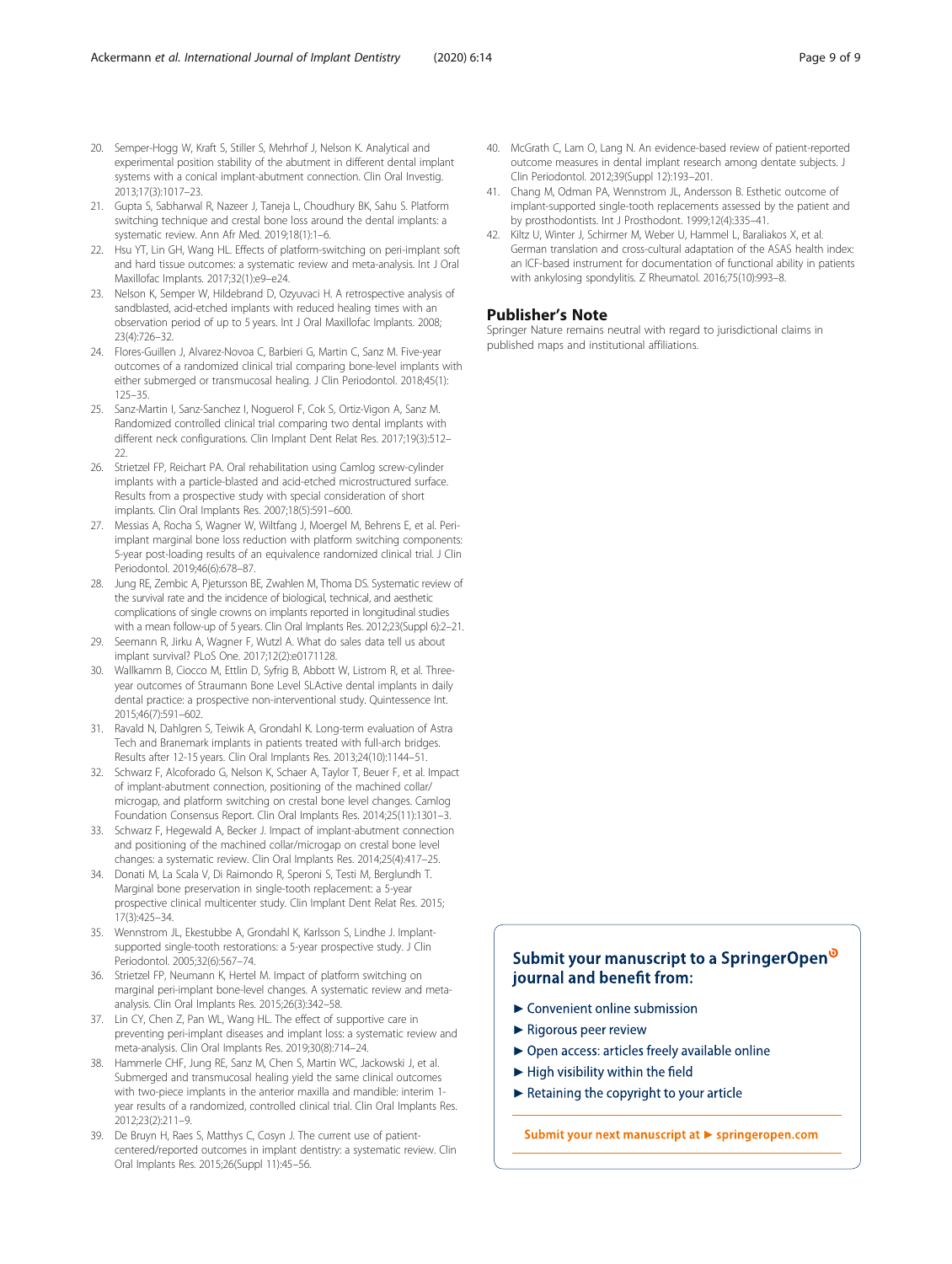20. Semper-Hogg W, Kraft S, Stiller S, Mehrhof J, Nelson K. Analytical and experimental position stability of the abutment in different dental implant systems with a conical implant-abutment connection. Clin Oral Investig. 2013;17(3):1017–23.
21. Gupta S, Sabharwal R, Nazeer J, Taneja L, Choudhury BK, Sahu S. Platform switching technique and crestal bone loss around the dental implants: a systematic review. Ann Afr Med. 2019;18(1):1–6.
22. Hsu YT, Lin GH, Wang HL. Effects of platform-switching on peri-implant soft and hard tissue outcomes: a systematic review and meta-analysis. Int J Oral Maxillofac Implants. 2017;32(1):e9–e24.
23. Nelson K, Semper W, Hildebrand D, Ozyuvaci H. A retrospective analysis of sandblasted, acid-etched implants with reduced healing times with an observation period of up to 5 years. Int J Oral Maxillofac Implants. 2008; 23(4):726–32.
24. Flores-Guillen J, Alvarez-Novoa C, Barbieri G, Martin C, Sanz M. Five-year outcomes of a randomized clinical trial comparing bone-level implants with either submerged or transmucosal healing. J Clin Periodontol. 2018;45(1): 125–35.
25. Sanz-Martin I, Sanz-Sanchez I, Noguerol F, Cok S, Ortiz-Vigon A, Sanz M. Randomized controlled clinical trial comparing two dental implants with different neck configurations. Clin Implant Dent Relat Res. 2017;19(3):512–22.
26. Strietzel FP, Reichart PA. Oral rehabilitation using Camlog screw-cylinder implants with a particle-blasted and acid-etched microstructured surface. Results from a prospective study with special consideration of short implants. Clin Oral Implants Res. 2007;18(5):591–600.
27. Messias A, Rocha S, Wagner W, Wiltfang J, Moergel M, Behrens E, et al. Peri-implant marginal bone loss reduction with platform switching components: 5-year post-loading results of an equivalence randomized clinical trial. J Clin Periodontol. 2019;46(6):678–87.
28. Jung RE, Zembic A, Pjetursson BE, Zwahlen M, Thoma DS. Systematic review of the survival rate and the incidence of biological, technical, and aesthetic complications of single crowns on implants reported in longitudinal studies with a mean follow-up of 5 years. Clin Oral Implants Res. 2012;23(Suppl 6):2–21.
29. Seemann R, Jirku A, Wagner F, Wutzl A. What do sales data tell us about implant survival? PLoS One. 2017;12(2):e0171128.
30. Wallkamm B, Ciocco M, Ettlin D, Syfrig B, Abbott W, Listrom R, et al. Three-year outcomes of Straumann Bone Level SLActive dental implants in daily dental practice: a prospective non-interventional study. Quintessence Int. 2015;46(7):591–602.
31. Ravald N, Dahlgren S, Teiwik A, Grondahl K. Long-term evaluation of Astra Tech and Branemark implants in patients treated with full-arch bridges. Results after 12-15 years. Clin Oral Implants Res. 2013;24(10):1144–51.
32. Schwarz F, Alcoforado G, Nelson K, Schaer A, Taylor T, Beuer F, et al. Impact of implant-abutment connection, positioning of the machined collar/ microgap, and platform switching on crestal bone level changes. Camlog Foundation Consensus Report. Clin Oral Implants Res. 2014;25(11):1301–3.
33. Schwarz F, Hegewald A, Becker J. Impact of implant-abutment connection and positioning of the machined collar/microgap on crestal bone level changes: a systematic review. Clin Oral Implants Res. 2014;25(4):417–25.
34. Donati M, La Scala V, Di Raimondo R, Speroni S, Testi M, Berglundh T. Marginal bone preservation in single-tooth replacement: a 5-year prospective clinical multicenter study. Clin Implant Dent Relat Res. 2015; 17(3):425–34.
35. Wennstrom JL, Ekestubbe A, Grondahl K, Karlsson S, Lindhe J. Implant-supported single-tooth restorations: a 5-year prospective study. J Clin Periodontol. 2005;32(6):567–74.
36. Strietzel FP, Neumann K, Hertel M. Impact of platform switching on marginal peri-implant bone-level changes. A systematic review and meta-analysis. Clin Oral Implants Res. 2015;26(3):342–58.
37. Lin CY, Chen Z, Pan WL, Wang HL. The effect of supportive care in preventing peri-implant diseases and implant loss: a systematic review and meta-analysis. Clin Oral Implants Res. 2019;30(8):714–24.
38. Hammerle CHF, Jung RE, Sanz M, Chen S, Martin WC, Jackowski J, et al. Submerged and transmucosal healing yield the same clinical outcomes with two-piece implants in the anterior maxilla and mandible: interim 1-year results of a randomized, controlled clinical trial. Clin Oral Implants Res. 2012;23(2):211–9.
39. De Bruyn H, Raes S, Matthys C, Cosyn J. The current use of patient-centered/reported outcomes in implant dentistry: a systematic review. Clin Oral Implants Res. 2015;26(Suppl 11):45–56.
40. McGrath C, Lam O, Lang N. An evidence-based review of patient-reported outcome measures in dental implant research among dentate subjects. J Clin Periodontol. 2012;39(Suppl 12):193–201.
41. Chang M, Odman PA, Wennstrom JL, Andersson B. Esthetic outcome of implant-supported single-tooth replacements assessed by the patient and by prosthodontists. Int J Prosthodont. 1999;12(4):335–41.
42. Kiltz U, Winter J, Schirmer M, Weber U, Hammel L, Baraliakos X, et al. German translation and cross-cultural adaptation of the ASAS health index: an ICF-based instrument for documentation of functional ability in patients with ankylosing spondylitis. Z Rheumatol. 2016;75(10):993–8.

## Publisher's Note

Springer Nature remains neutral with regard to jurisdictional claims in published maps and institutional affiliations.

**Submit your manuscript to a SpringerOpen journal and benefit from:**

- ► Convenient online submission
- ► Rigorous peer review
- ► Open access: articles freely available online
- ► High visibility within the field
- ► Retaining the copyright to your article

**Submit your next manuscript at ► springeropen.com**